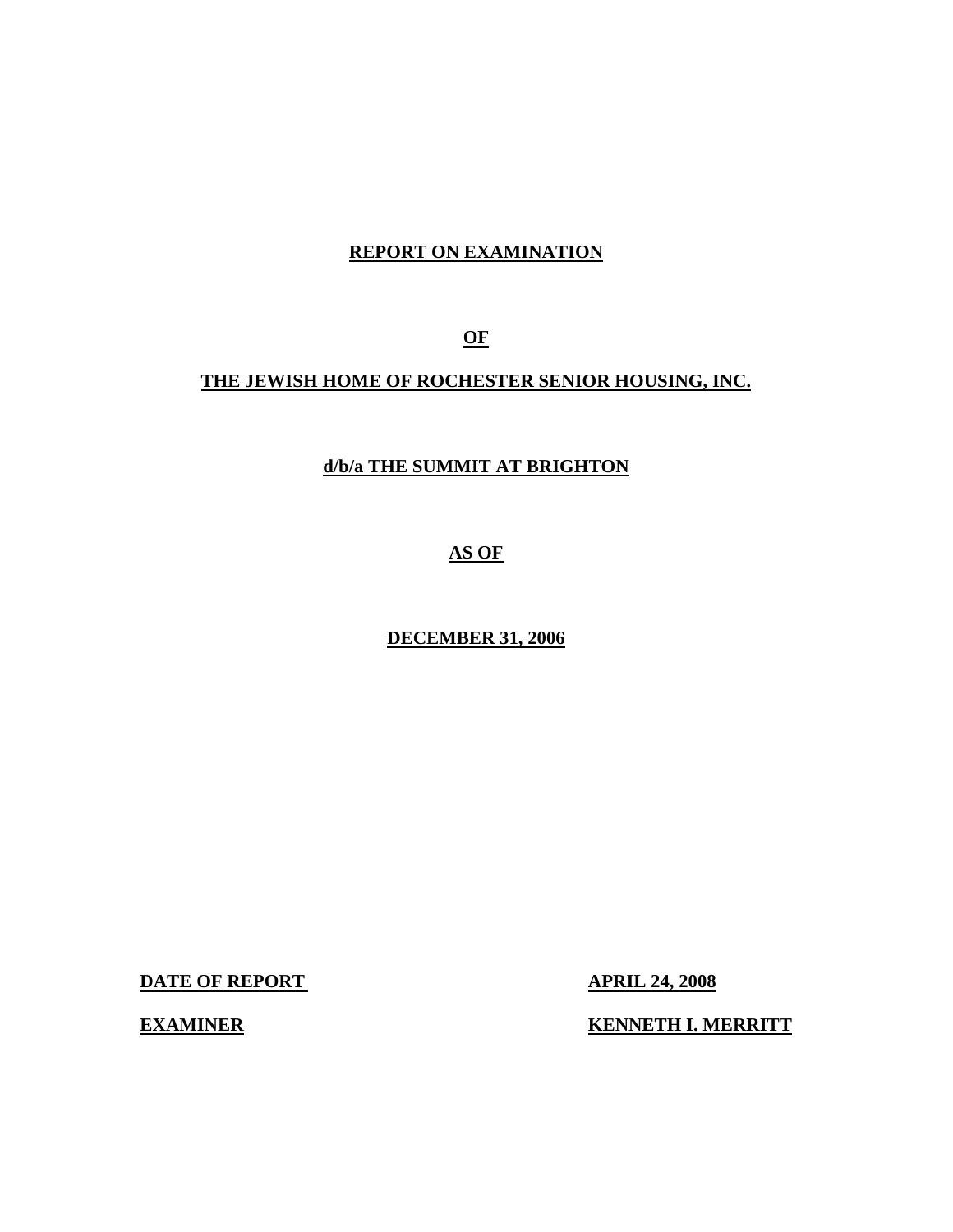**REPORT ON EXAMINATION**

**OF**

**THE JEWISH HOME OF ROCHESTER SENIOR HOUSING, INC.**

**d/b/a THE SUMMIT AT BRIGHTON**

**AS OF**

**DECEMBER 31, 2006**

| | |
|---|---|
| **DATE OF REPORT** | **APRIL 24, 2008** |
| **EXAMINER** | **KENNETH I. MERRITT** |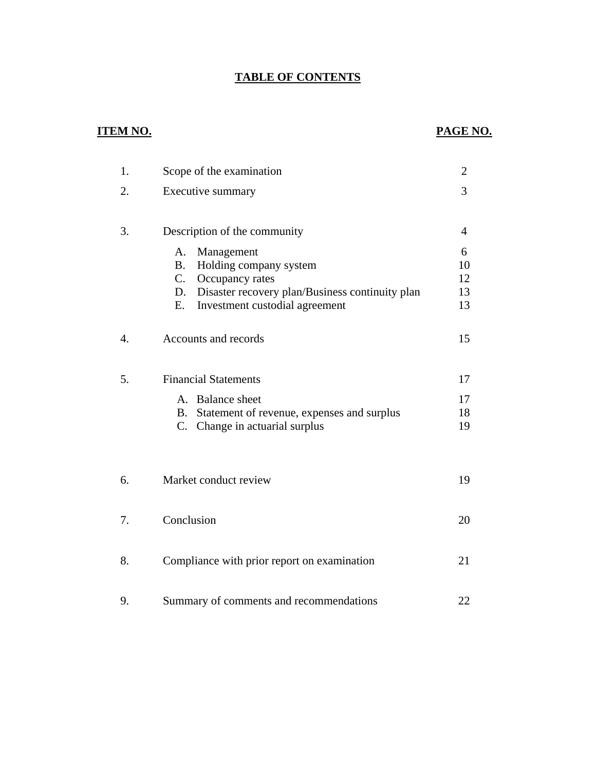# TABLE OF CONTENTS

| ITEM NO. | | PAGE NO. |
|---|---|---|
| 1. | Scope of the examination | 2 |
| 2. | Executive summary | 3 |
| 3. | Description of the community | 4 |
| | A. Management | 6 |
| | B. Holding company system | 10 |
| | C. Occupancy rates | 12 |
| | D. Disaster recovery plan/Business continuity plan | 13 |
| | E. Investment custodial agreement | 13 |
| 4. | Accounts and records | 15 |
| 5. | Financial Statements | 17 |
| | A. Balance sheet | 17 |
| | B. Statement of revenue, expenses and surplus | 18 |
| | C. Change in actuarial surplus | 19 |
| 6. | Market conduct review | 19 |
| 7. | Conclusion | 20 |
| 8. | Compliance with prior report on examination | 21 |
| 9. | Summary of comments and recommendations | 22 |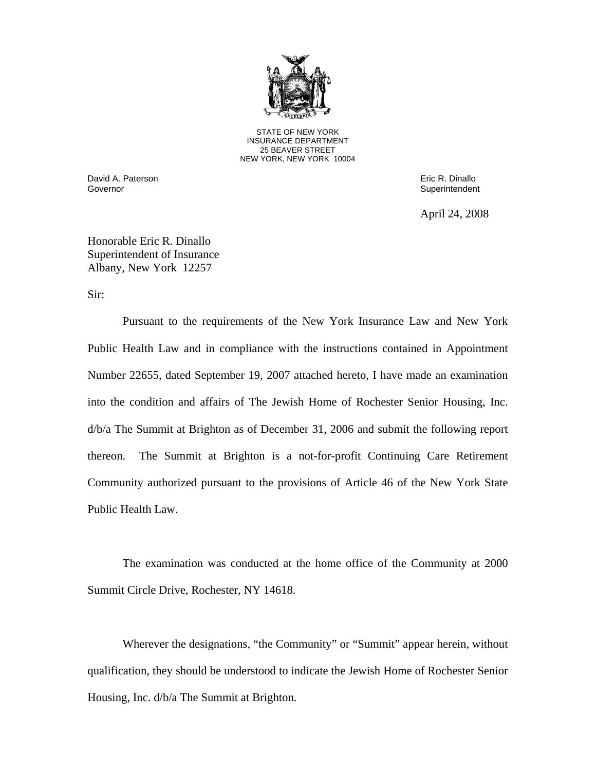STATE OF NEW YORK
INSURANCE DEPARTMENT
25 BEAVER STREET
NEW YORK, NEW YORK 10004

David A. Paterson
Governor

Eric R. Dinallo
Superintendent

April 24, 2008

Honorable Eric R. Dinallo
Superintendent of Insurance
Albany, New York 12257

Sir:

Pursuant to the requirements of the New York Insurance Law and New York Public Health Law and in compliance with the instructions contained in Appointment Number 22655, dated September 19, 2007 attached hereto, I have made an examination into the condition and affairs of The Jewish Home of Rochester Senior Housing, Inc. d/b/a The Summit at Brighton as of December 31, 2006 and submit the following report thereon. The Summit at Brighton is a not-for-profit Continuing Care Retirement Community authorized pursuant to the provisions of Article 46 of the New York State Public Health Law.

The examination was conducted at the home office of the Community at 2000 Summit Circle Drive, Rochester, NY 14618.

Wherever the designations, "the Community" or "Summit" appear herein, without qualification, they should be understood to indicate the Jewish Home of Rochester Senior Housing, Inc. d/b/a The Summit at Brighton.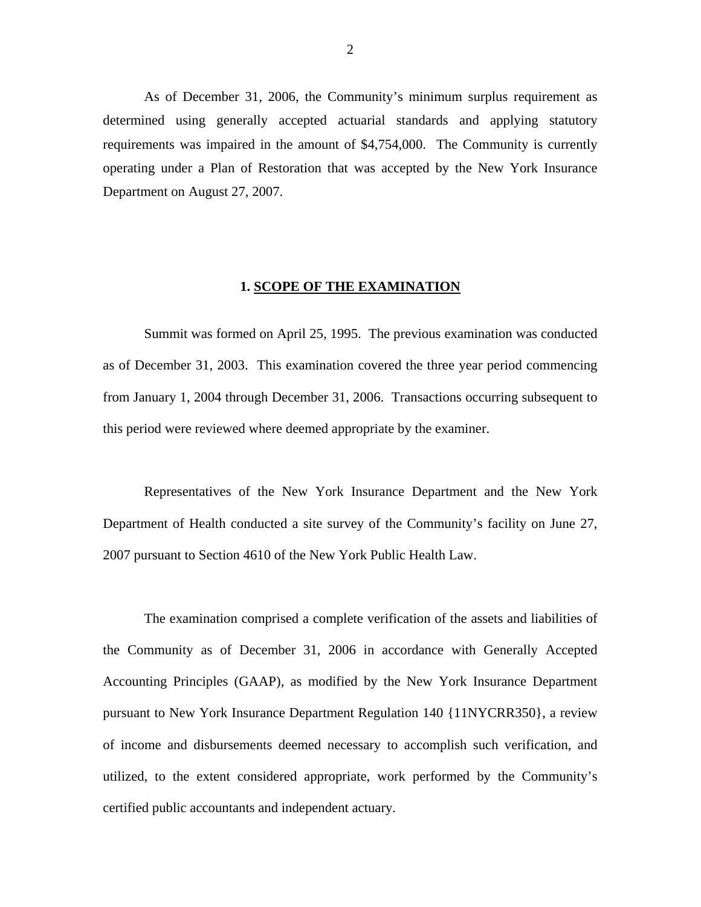As of December 31, 2006, the Community's minimum surplus requirement as determined using generally accepted actuarial standards and applying statutory requirements was impaired in the amount of $4,754,000. The Community is currently operating under a Plan of Restoration that was accepted by the New York Insurance Department on August 27, 2007.

## 1. SCOPE OF THE EXAMINATION

Summit was formed on April 25, 1995. The previous examination was conducted as of December 31, 2003. This examination covered the three year period commencing from January 1, 2004 through December 31, 2006. Transactions occurring subsequent to this period were reviewed where deemed appropriate by the examiner.

Representatives of the New York Insurance Department and the New York Department of Health conducted a site survey of the Community's facility on June 27, 2007 pursuant to Section 4610 of the New York Public Health Law.

The examination comprised a complete verification of the assets and liabilities of the Community as of December 31, 2006 in accordance with Generally Accepted Accounting Principles (GAAP), as modified by the New York Insurance Department pursuant to New York Insurance Department Regulation 140 {11NYCRR350}, a review of income and disbursements deemed necessary to accomplish such verification, and utilized, to the extent considered appropriate, work performed by the Community's certified public accountants and independent actuary.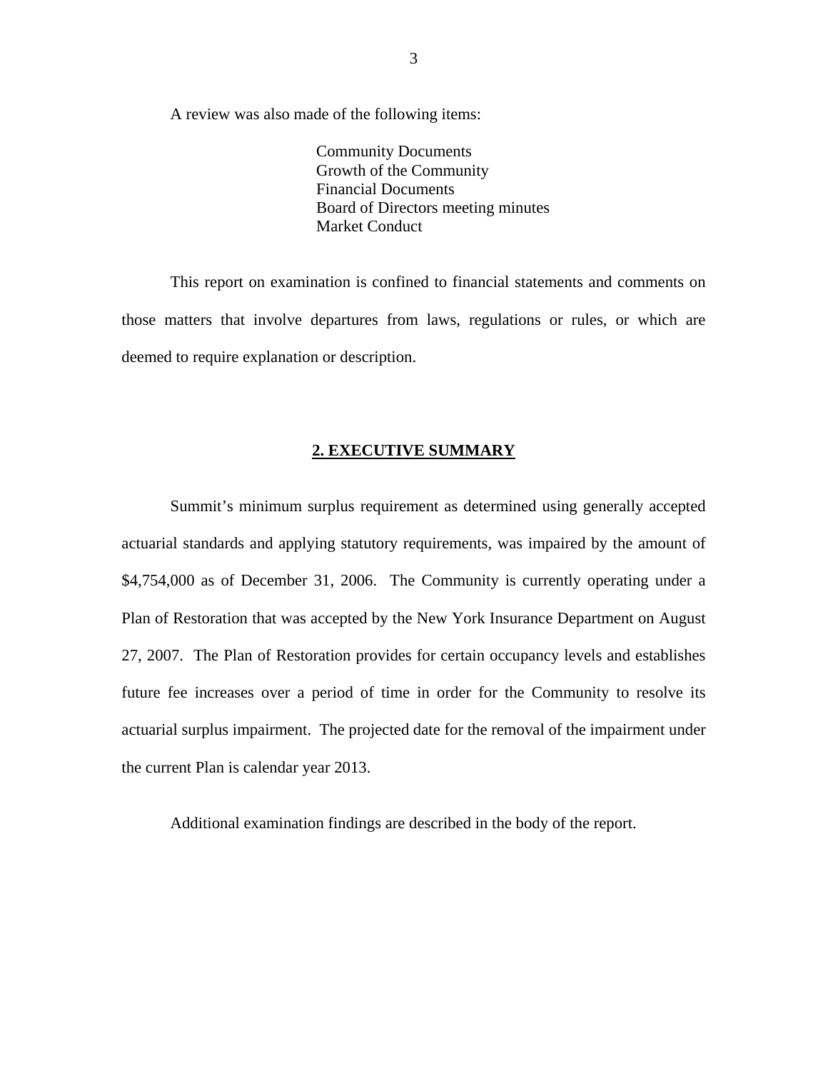A review was also made of the following items:

Community Documents
Growth of the Community
Financial Documents
Board of Directors meeting minutes
Market Conduct

This report on examination is confined to financial statements and comments on those matters that involve departures from laws, regulations or rules, or which are deemed to require explanation or description.

## 2. EXECUTIVE SUMMARY

Summit's minimum surplus requirement as determined using generally accepted actuarial standards and applying statutory requirements, was impaired by the amount of $4,754,000 as of December 31, 2006. The Community is currently operating under a Plan of Restoration that was accepted by the New York Insurance Department on August 27, 2007. The Plan of Restoration provides for certain occupancy levels and establishes future fee increases over a period of time in order for the Community to resolve its actuarial surplus impairment. The projected date for the removal of the impairment under the current Plan is calendar year 2013.

Additional examination findings are described in the body of the report.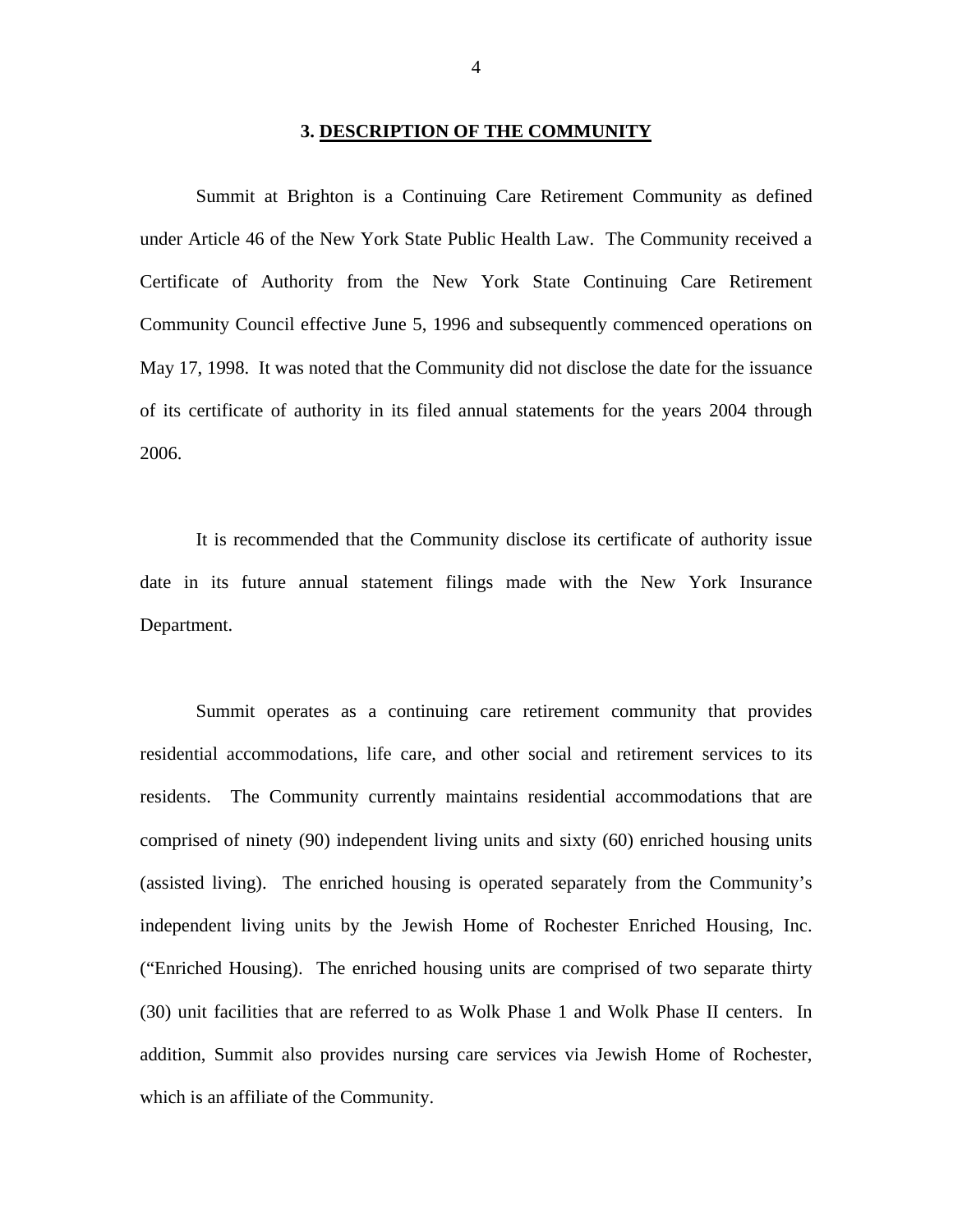## 3. DESCRIPTION OF THE COMMUNITY

Summit at Brighton is a Continuing Care Retirement Community as defined under Article 46 of the New York State Public Health Law. The Community received a Certificate of Authority from the New York State Continuing Care Retirement Community Council effective June 5, 1996 and subsequently commenced operations on May 17, 1998. It was noted that the Community did not disclose the date for the issuance of its certificate of authority in its filed annual statements for the years 2004 through 2006.

It is recommended that the Community disclose its certificate of authority issue date in its future annual statement filings made with the New York Insurance Department.

Summit operates as a continuing care retirement community that provides residential accommodations, life care, and other social and retirement services to its residents. The Community currently maintains residential accommodations that are comprised of ninety (90) independent living units and sixty (60) enriched housing units (assisted living). The enriched housing is operated separately from the Community's independent living units by the Jewish Home of Rochester Enriched Housing, Inc. ("Enriched Housing). The enriched housing units are comprised of two separate thirty (30) unit facilities that are referred to as Wolk Phase 1 and Wolk Phase II centers. In addition, Summit also provides nursing care services via Jewish Home of Rochester, which is an affiliate of the Community.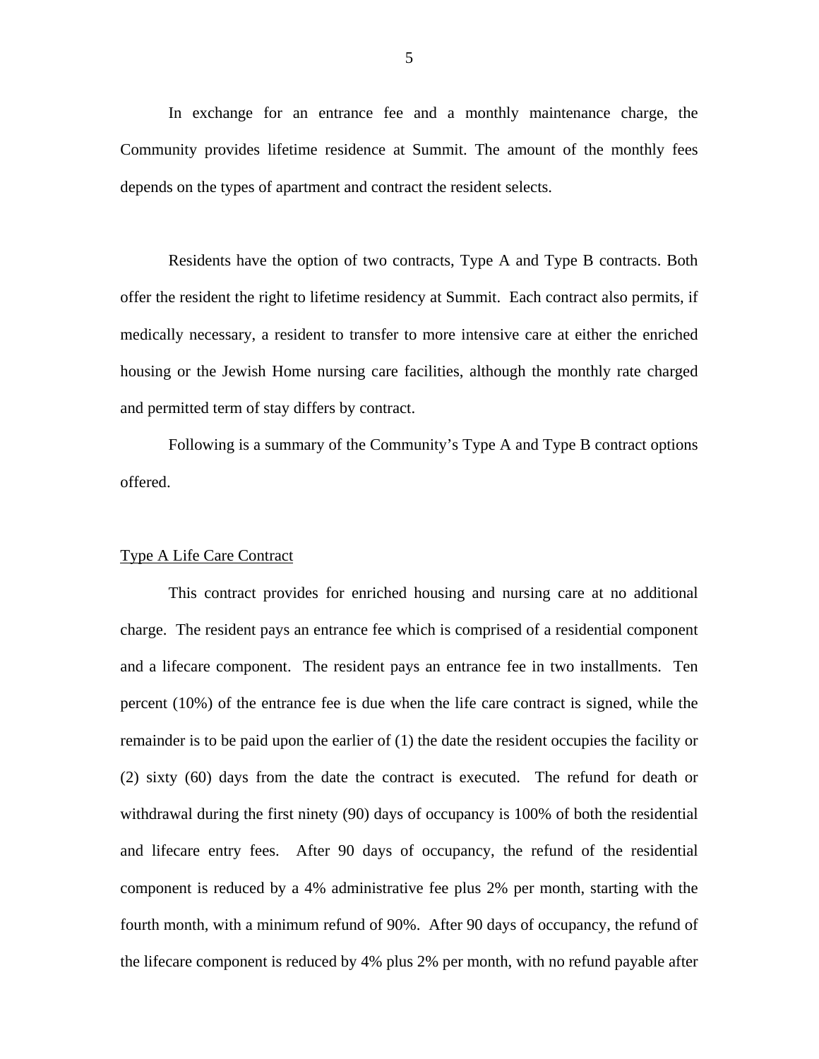In exchange for an entrance fee and a monthly maintenance charge, the Community provides lifetime residence at Summit. The amount of the monthly fees depends on the types of apartment and contract the resident selects.

Residents have the option of two contracts, Type A and Type B contracts. Both offer the resident the right to lifetime residency at Summit. Each contract also permits, if medically necessary, a resident to transfer to more intensive care at either the enriched housing or the Jewish Home nursing care facilities, although the monthly rate charged and permitted term of stay differs by contract.

Following is a summary of the Community's Type A and Type B contract options offered.

Type A Life Care Contract

This contract provides for enriched housing and nursing care at no additional charge. The resident pays an entrance fee which is comprised of a residential component and a lifecare component. The resident pays an entrance fee in two installments. Ten percent (10%) of the entrance fee is due when the life care contract is signed, while the remainder is to be paid upon the earlier of (1) the date the resident occupies the facility or (2) sixty (60) days from the date the contract is executed. The refund for death or withdrawal during the first ninety (90) days of occupancy is 100% of both the residential and lifecare entry fees. After 90 days of occupancy, the refund of the residential component is reduced by a 4% administrative fee plus 2% per month, starting with the fourth month, with a minimum refund of 90%. After 90 days of occupancy, the refund of the lifecare component is reduced by 4% plus 2% per month, with no refund payable after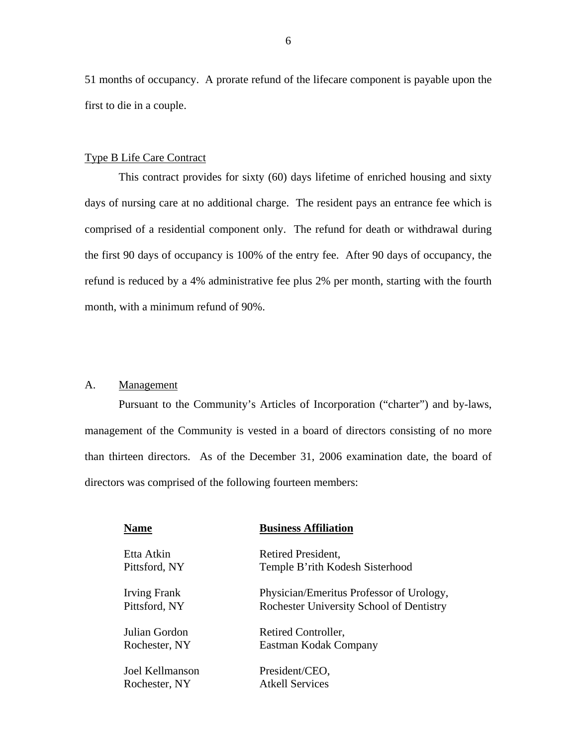51 months of occupancy. A prorate refund of the lifecare component is payable upon the first to die in a couple.

Type B Life Care Contract

This contract provides for sixty (60) days lifetime of enriched housing and sixty days of nursing care at no additional charge. The resident pays an entrance fee which is comprised of a residential component only. The refund for death or withdrawal during the first 90 days of occupancy is 100% of the entry fee. After 90 days of occupancy, the refund is reduced by a 4% administrative fee plus 2% per month, starting with the fourth month, with a minimum refund of 90%.

## A. Management

Pursuant to the Community's Articles of Incorporation ("charter") and by-laws, management of the Community is vested in a board of directors consisting of no more than thirteen directors. As of the December 31, 2006 examination date, the board of directors was comprised of the following fourteen members:

| **Name** | **Business Affiliation** |
|---|---|
| Etta Atkin<br>Pittsford, NY | Retired President,<br>Temple B'rith Kodesh Sisterhood |
| Irving Frank<br>Pittsford, NY | Physician/Emeritus Professor of Urology,<br>Rochester University School of Dentistry |
| Julian Gordon<br>Rochester, NY | Retired Controller,<br>Eastman Kodak Company |
| Joel Kellmanson<br>Rochester, NY | President/CEO,<br>Atkell Services |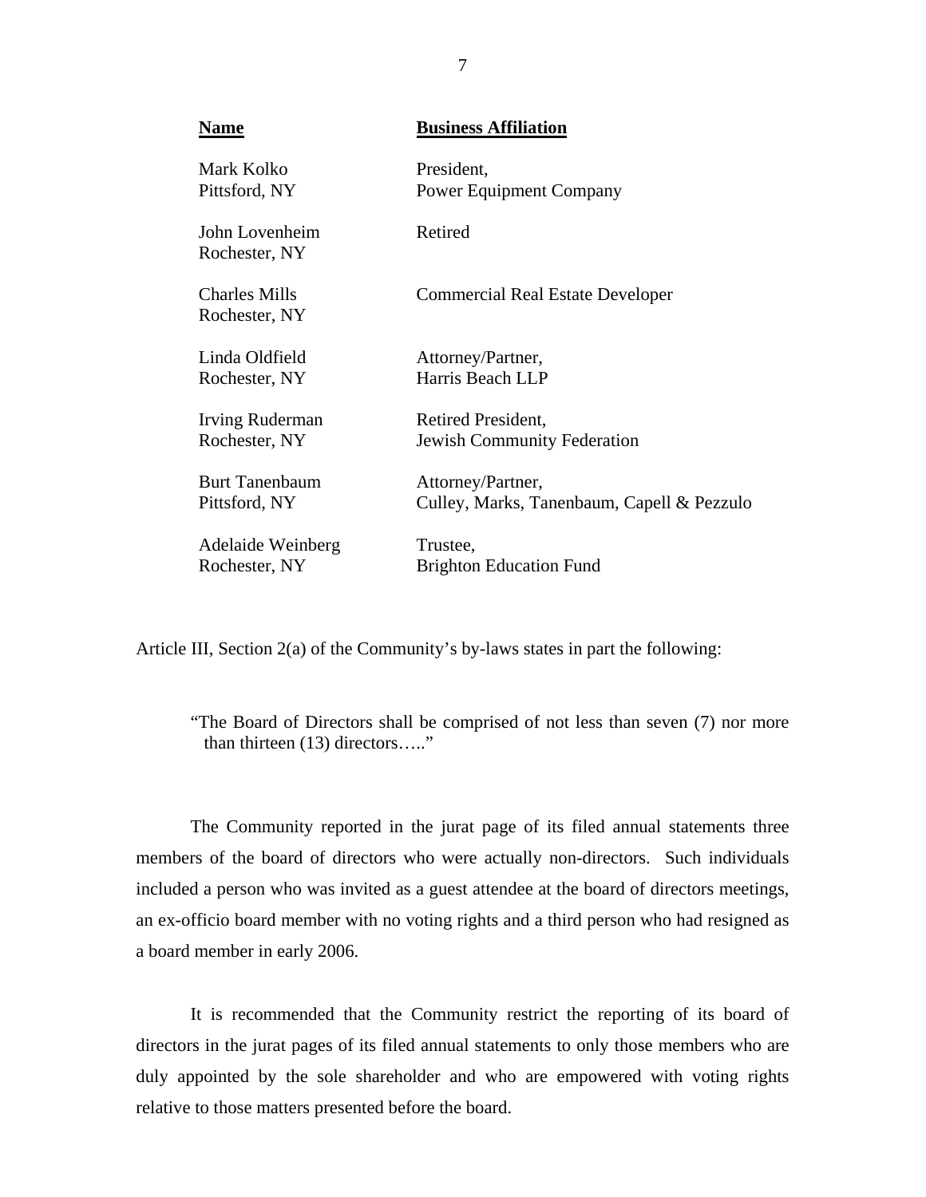| Name | Business Affiliation |
|---|---|
| Mark Kolko<br>Pittsford, NY | President,<br>Power Equipment Company |
| John Lovenheim<br>Rochester, NY | Retired |
| Charles Mills<br>Rochester, NY | Commercial Real Estate Developer |
| Linda Oldfield<br>Rochester, NY | Attorney/Partner,<br>Harris Beach LLP |
| Irving Ruderman<br>Rochester, NY | Retired President,<br>Jewish Community Federation |
| Burt Tanenbaum<br>Pittsford, NY | Attorney/Partner,<br>Culley, Marks, Tanenbaum, Capell & Pezzulo |
| Adelaide Weinberg<br>Rochester, NY | Trustee,<br>Brighton Education Fund |

Article III, Section 2(a) of the Community's by-laws states in part the following:

> "The Board of Directors shall be comprised of not less than seven (7) nor more than thirteen (13) directors….."

The Community reported in the jurat page of its filed annual statements three members of the board of directors who were actually non-directors. Such individuals included a person who was invited as a guest attendee at the board of directors meetings, an ex-officio board member with no voting rights and a third person who had resigned as a board member in early 2006.

It is recommended that the Community restrict the reporting of its board of directors in the jurat pages of its filed annual statements to only those members who are duly appointed by the sole shareholder and who are empowered with voting rights relative to those matters presented before the board.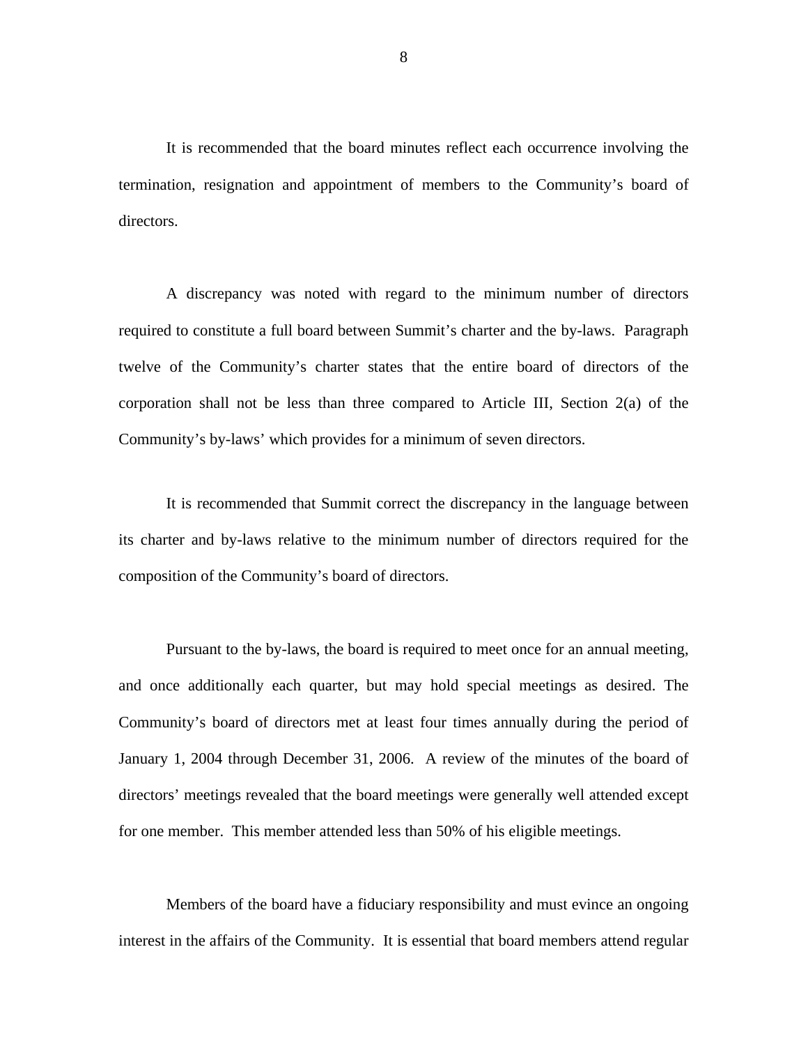It is recommended that the board minutes reflect each occurrence involving the termination, resignation and appointment of members to the Community's board of directors.

A discrepancy was noted with regard to the minimum number of directors required to constitute a full board between Summit's charter and the by-laws. Paragraph twelve of the Community's charter states that the entire board of directors of the corporation shall not be less than three compared to Article III, Section 2(a) of the Community's by-laws' which provides for a minimum of seven directors.

It is recommended that Summit correct the discrepancy in the language between its charter and by-laws relative to the minimum number of directors required for the composition of the Community's board of directors.

Pursuant to the by-laws, the board is required to meet once for an annual meeting, and once additionally each quarter, but may hold special meetings as desired. The Community's board of directors met at least four times annually during the period of January 1, 2004 through December 31, 2006. A review of the minutes of the board of directors' meetings revealed that the board meetings were generally well attended except for one member. This member attended less than 50% of his eligible meetings.

Members of the board have a fiduciary responsibility and must evince an ongoing interest in the affairs of the Community. It is essential that board members attend regular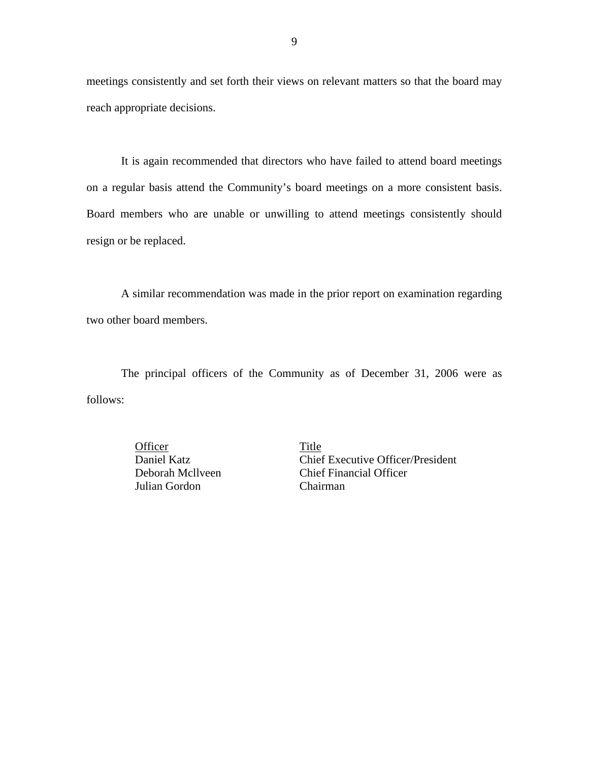meetings consistently and set forth their views on relevant matters so that the board may reach appropriate decisions.

It is again recommended that directors who have failed to attend board meetings on a regular basis attend the Community's board meetings on a more consistent basis. Board members who are unable or unwilling to attend meetings consistently should resign or be replaced.

A similar recommendation was made in the prior report on examination regarding two other board members.

The principal officers of the Community as of December 31, 2006 were as follows:

| Officer | Title |
|---|---|
| Daniel Katz | Chief Executive Officer/President |
| Deborah Mcllveen | Chief Financial Officer |
| Julian Gordon | Chairman |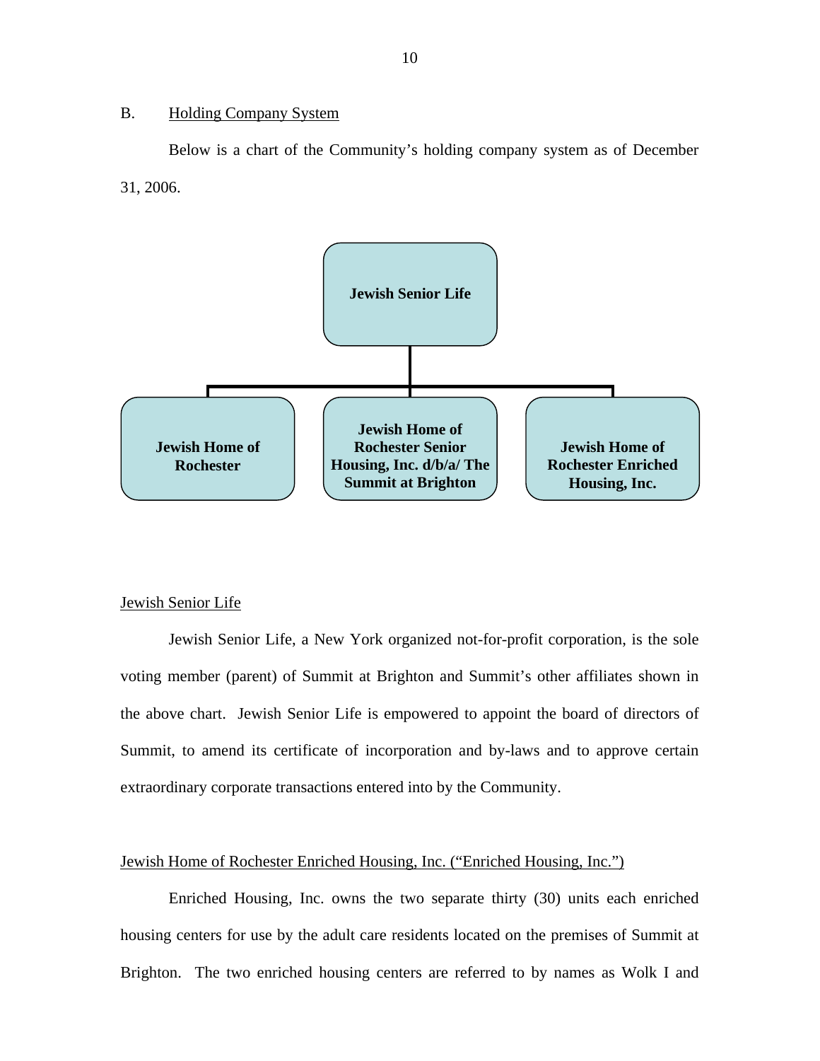B. Holding Company System

Below is a chart of the Community's holding company system as of December 31, 2006.

**Jewish Senior Life**

- **Jewish Home of Rochester**
- **Jewish Home of Rochester Senior Housing, Inc. d/b/a/ The Summit at Brighton**
- **Jewish Home of Rochester Enriched Housing, Inc.**

Jewish Senior Life

Jewish Senior Life, a New York organized not-for-profit corporation, is the sole voting member (parent) of Summit at Brighton and Summit's other affiliates shown in the above chart. Jewish Senior Life is empowered to appoint the board of directors of Summit, to amend its certificate of incorporation and by-laws and to approve certain extraordinary corporate transactions entered into by the Community.

Jewish Home of Rochester Enriched Housing, Inc. ("Enriched Housing, Inc.")

Enriched Housing, Inc. owns the two separate thirty (30) units each enriched housing centers for use by the adult care residents located on the premises of Summit at Brighton. The two enriched housing centers are referred to by names as Wolk I and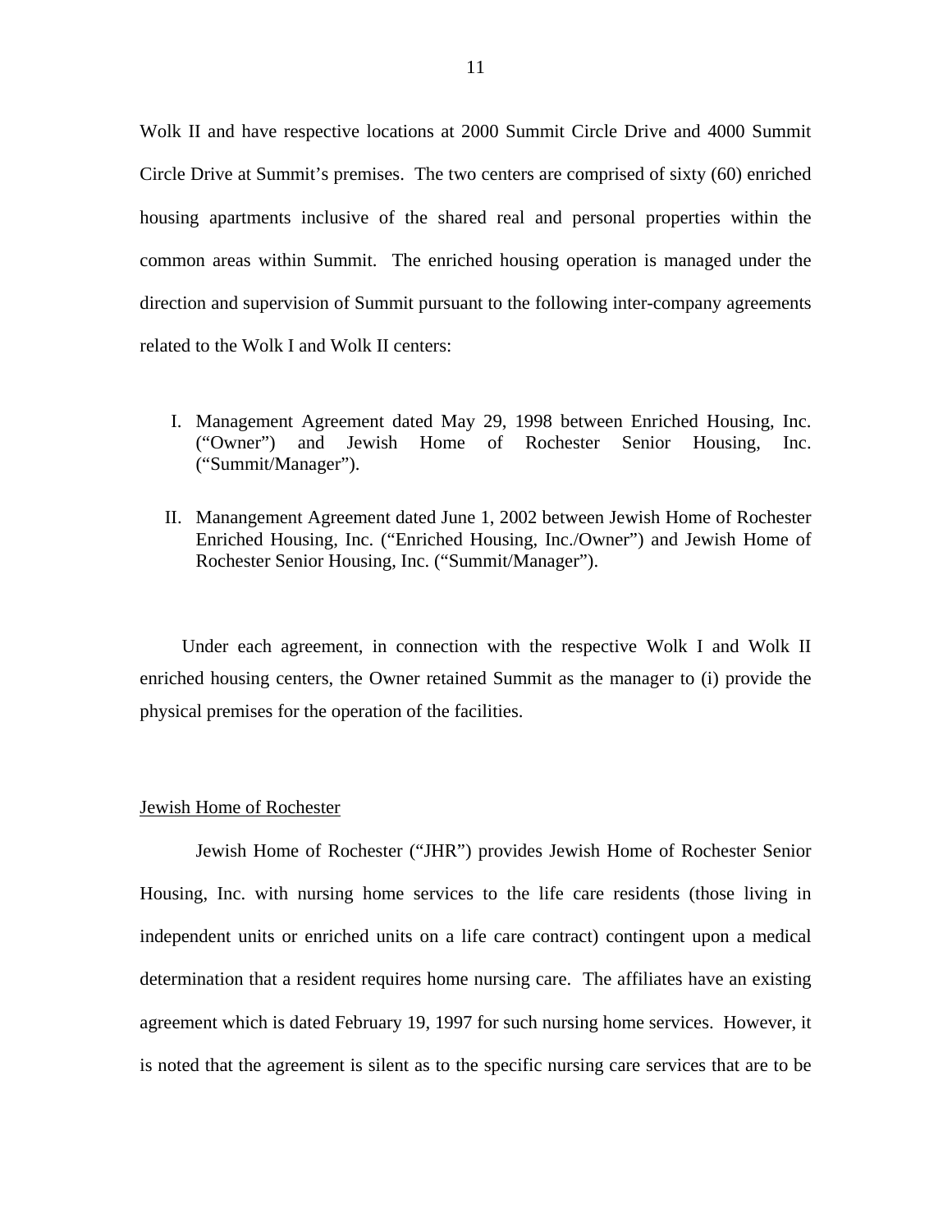Wolk II and have respective locations at 2000 Summit Circle Drive and 4000 Summit Circle Drive at Summit's premises. The two centers are comprised of sixty (60) enriched housing apartments inclusive of the shared real and personal properties within the common areas within Summit. The enriched housing operation is managed under the direction and supervision of Summit pursuant to the following inter-company agreements related to the Wolk I and Wolk II centers:

I. Management Agreement dated May 29, 1998 between Enriched Housing, Inc. ("Owner") and Jewish Home of Rochester Senior Housing, Inc. ("Summit/Manager").

II. Manangement Agreement dated June 1, 2002 between Jewish Home of Rochester Enriched Housing, Inc. ("Enriched Housing, Inc./Owner") and Jewish Home of Rochester Senior Housing, Inc. ("Summit/Manager").

Under each agreement, in connection with the respective Wolk I and Wolk II enriched housing centers, the Owner retained Summit as the manager to (i) provide the physical premises for the operation of the facilities.

<u>Jewish Home of Rochester</u>

Jewish Home of Rochester ("JHR") provides Jewish Home of Rochester Senior Housing, Inc. with nursing home services to the life care residents (those living in independent units or enriched units on a life care contract) contingent upon a medical determination that a resident requires home nursing care. The affiliates have an existing agreement which is dated February 19, 1997 for such nursing home services. However, it is noted that the agreement is silent as to the specific nursing care services that are to be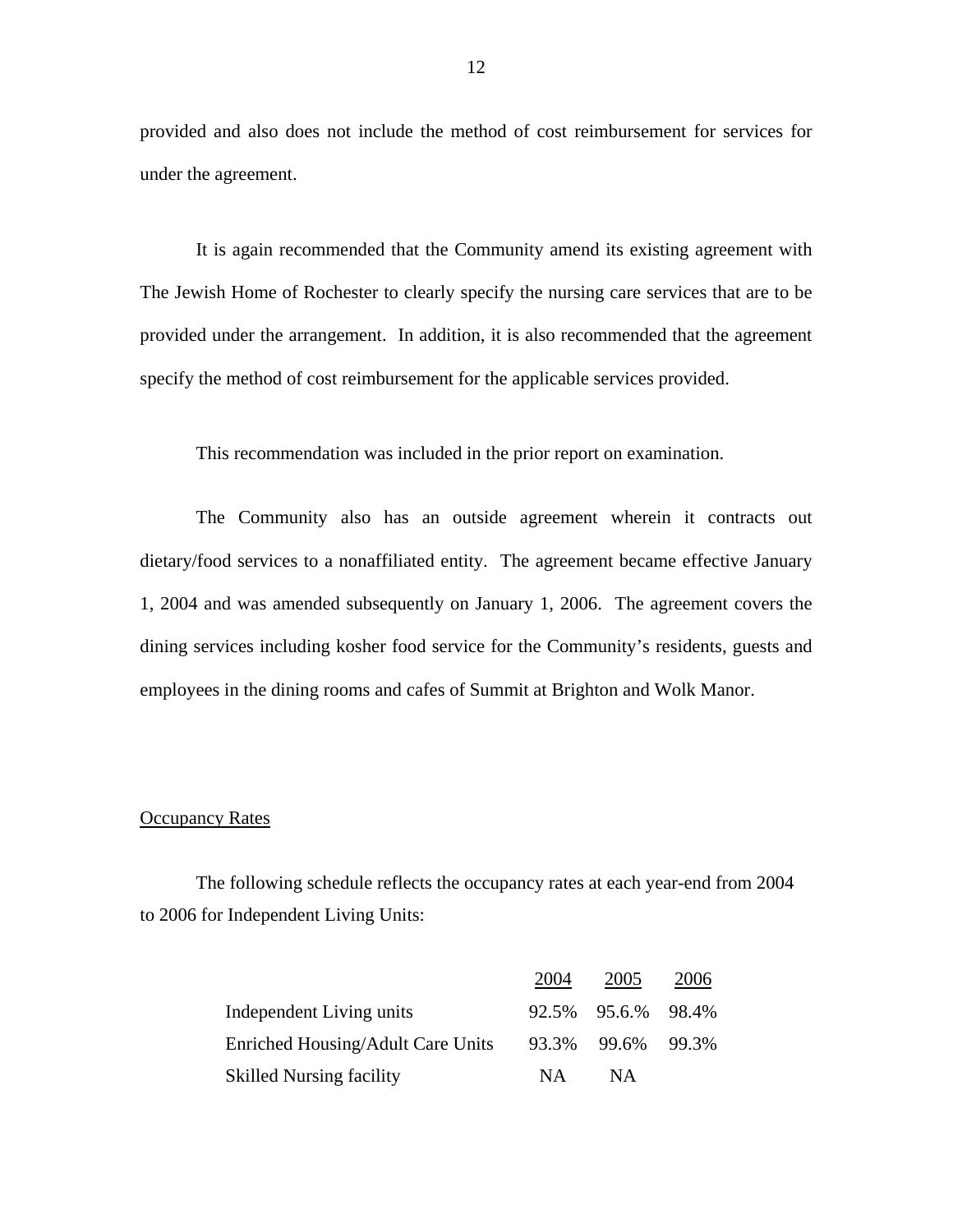provided and also does not include the method of cost reimbursement for services for under the agreement.

It is again recommended that the Community amend its existing agreement with The Jewish Home of Rochester to clearly specify the nursing care services that are to be provided under the arrangement. In addition, it is also recommended that the agreement specify the method of cost reimbursement for the applicable services provided.

This recommendation was included in the prior report on examination.

The Community also has an outside agreement wherein it contracts out dietary/food services to a nonaffiliated entity. The agreement became effective January 1, 2004 and was amended subsequently on January 1, 2006. The agreement covers the dining services including kosher food service for the Community's residents, guests and employees in the dining rooms and cafes of Summit at Brighton and Wolk Manor.

## Occupancy Rates

The following schedule reflects the occupancy rates at each year-end from 2004 to 2006 for Independent Living Units:

| | 2004 | 2005 | 2006 |
|---|---|---|---|
| Independent Living units | 92.5% | 95.6.% | 98.4% |
| Enriched Housing/Adult Care Units | 93.3% | 99.6% | 99.3% |
| Skilled Nursing facility | NA | NA | |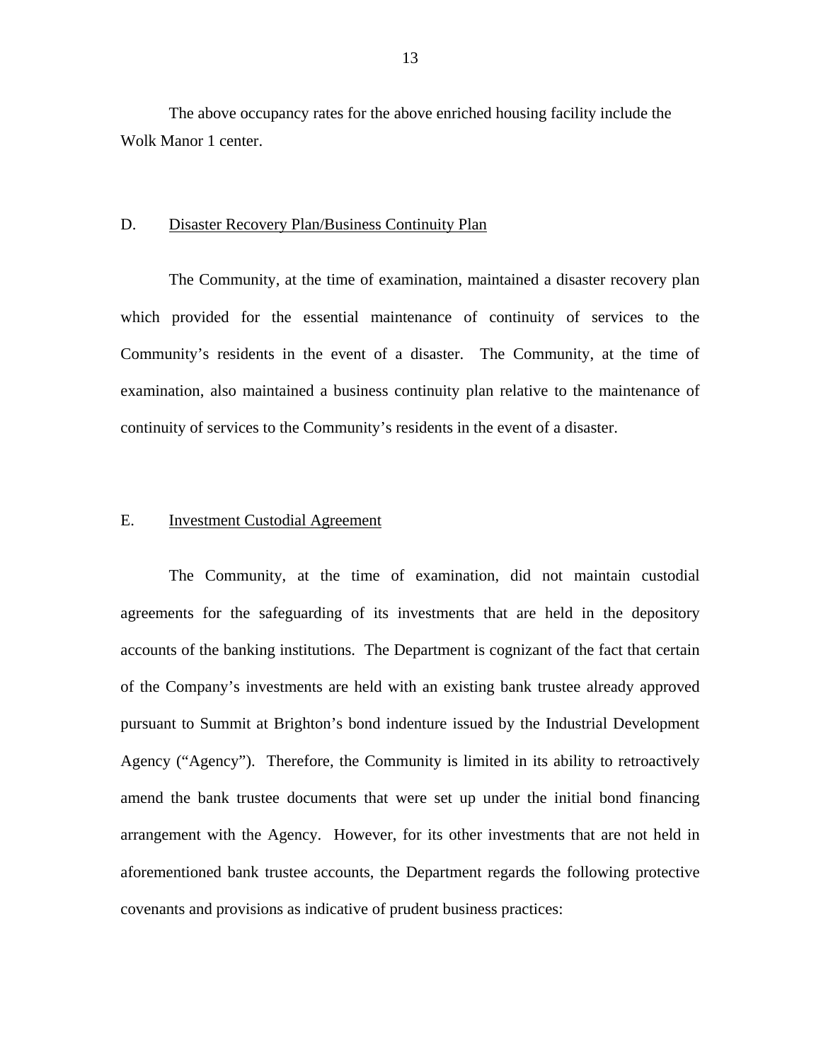The above occupancy rates for the above enriched housing facility include the Wolk Manor 1 center.

## D. <u>Disaster Recovery Plan/Business Continuity Plan</u>

The Community, at the time of examination, maintained a disaster recovery plan which provided for the essential maintenance of continuity of services to the Community's residents in the event of a disaster. The Community, at the time of examination, also maintained a business continuity plan relative to the maintenance of continuity of services to the Community's residents in the event of a disaster.

## E. <u>Investment Custodial Agreement</u>

The Community, at the time of examination, did not maintain custodial agreements for the safeguarding of its investments that are held in the depository accounts of the banking institutions. The Department is cognizant of the fact that certain of the Company's investments are held with an existing bank trustee already approved pursuant to Summit at Brighton's bond indenture issued by the Industrial Development Agency ("Agency"). Therefore, the Community is limited in its ability to retroactively amend the bank trustee documents that were set up under the initial bond financing arrangement with the Agency. However, for its other investments that are not held in aforementioned bank trustee accounts, the Department regards the following protective covenants and provisions as indicative of prudent business practices: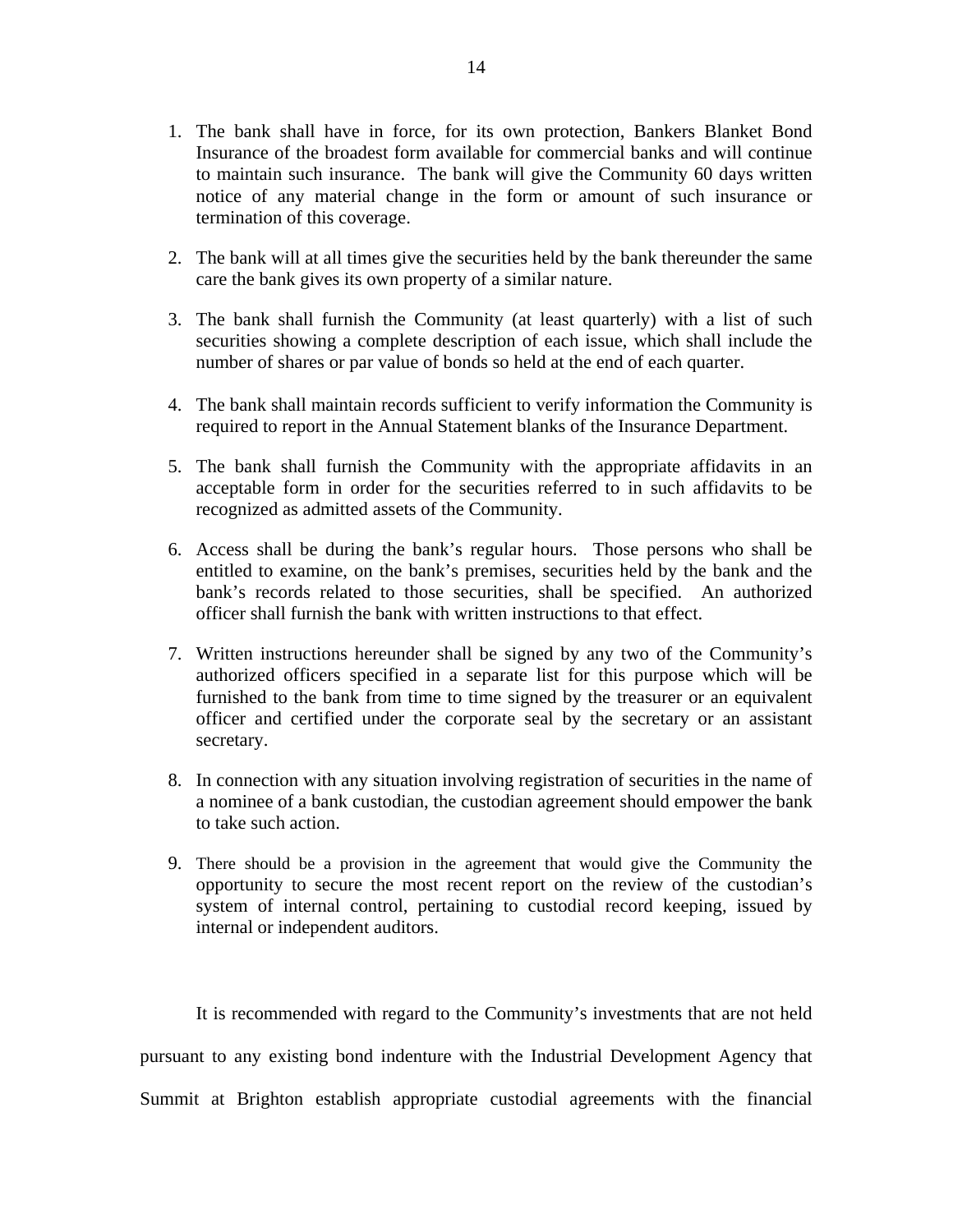1. The bank shall have in force, for its own protection, Bankers Blanket Bond Insurance of the broadest form available for commercial banks and will continue to maintain such insurance. The bank will give the Community 60 days written notice of any material change in the form or amount of such insurance or termination of this coverage.

2. The bank will at all times give the securities held by the bank thereunder the same care the bank gives its own property of a similar nature.

3. The bank shall furnish the Community (at least quarterly) with a list of such securities showing a complete description of each issue, which shall include the number of shares or par value of bonds so held at the end of each quarter.

4. The bank shall maintain records sufficient to verify information the Community is required to report in the Annual Statement blanks of the Insurance Department.

5. The bank shall furnish the Community with the appropriate affidavits in an acceptable form in order for the securities referred to in such affidavits to be recognized as admitted assets of the Community.

6. Access shall be during the bank's regular hours. Those persons who shall be entitled to examine, on the bank's premises, securities held by the bank and the bank's records related to those securities, shall be specified. An authorized officer shall furnish the bank with written instructions to that effect.

7. Written instructions hereunder shall be signed by any two of the Community's authorized officers specified in a separate list for this purpose which will be furnished to the bank from time to time signed by the treasurer or an equivalent officer and certified under the corporate seal by the secretary or an assistant secretary.

8. In connection with any situation involving registration of securities in the name of a nominee of a bank custodian, the custodian agreement should empower the bank to take such action.

9. There should be a provision in the agreement that would give the Community the opportunity to secure the most recent report on the review of the custodian's system of internal control, pertaining to custodial record keeping, issued by internal or independent auditors.

It is recommended with regard to the Community's investments that are not held pursuant to any existing bond indenture with the Industrial Development Agency that Summit at Brighton establish appropriate custodial agreements with the financial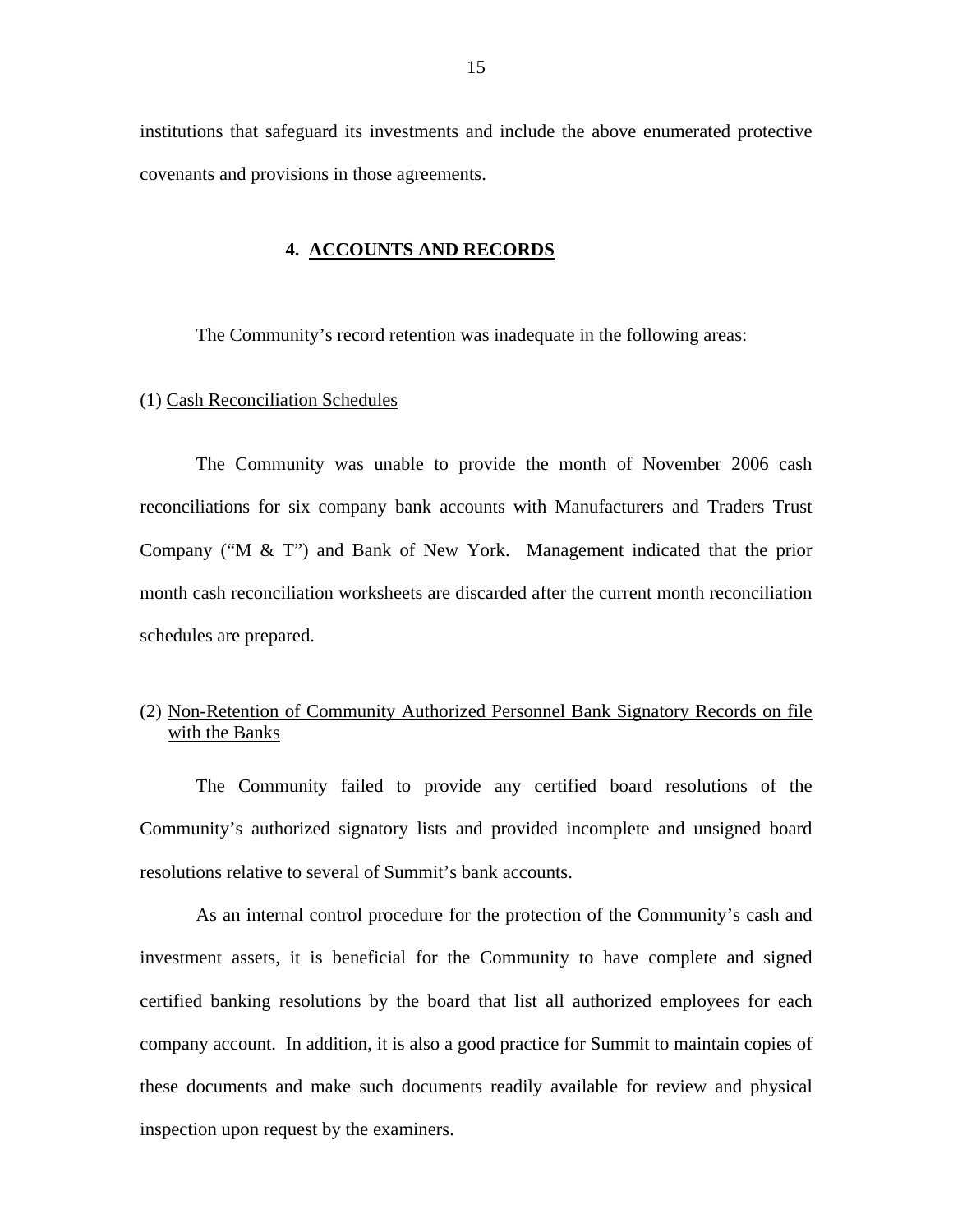institutions that safeguard its investments and include the above enumerated protective covenants and provisions in those agreements.

## 4. ACCOUNTS AND RECORDS

The Community's record retention was inadequate in the following areas:

(1) Cash Reconciliation Schedules

The Community was unable to provide the month of November 2006 cash reconciliations for six company bank accounts with Manufacturers and Traders Trust Company ("M & T") and Bank of New York. Management indicated that the prior month cash reconciliation worksheets are discarded after the current month reconciliation schedules are prepared.

(2) Non-Retention of Community Authorized Personnel Bank Signatory Records on file with the Banks

The Community failed to provide any certified board resolutions of the Community's authorized signatory lists and provided incomplete and unsigned board resolutions relative to several of Summit's bank accounts.

As an internal control procedure for the protection of the Community's cash and investment assets, it is beneficial for the Community to have complete and signed certified banking resolutions by the board that list all authorized employees for each company account. In addition, it is also a good practice for Summit to maintain copies of these documents and make such documents readily available for review and physical inspection upon request by the examiners.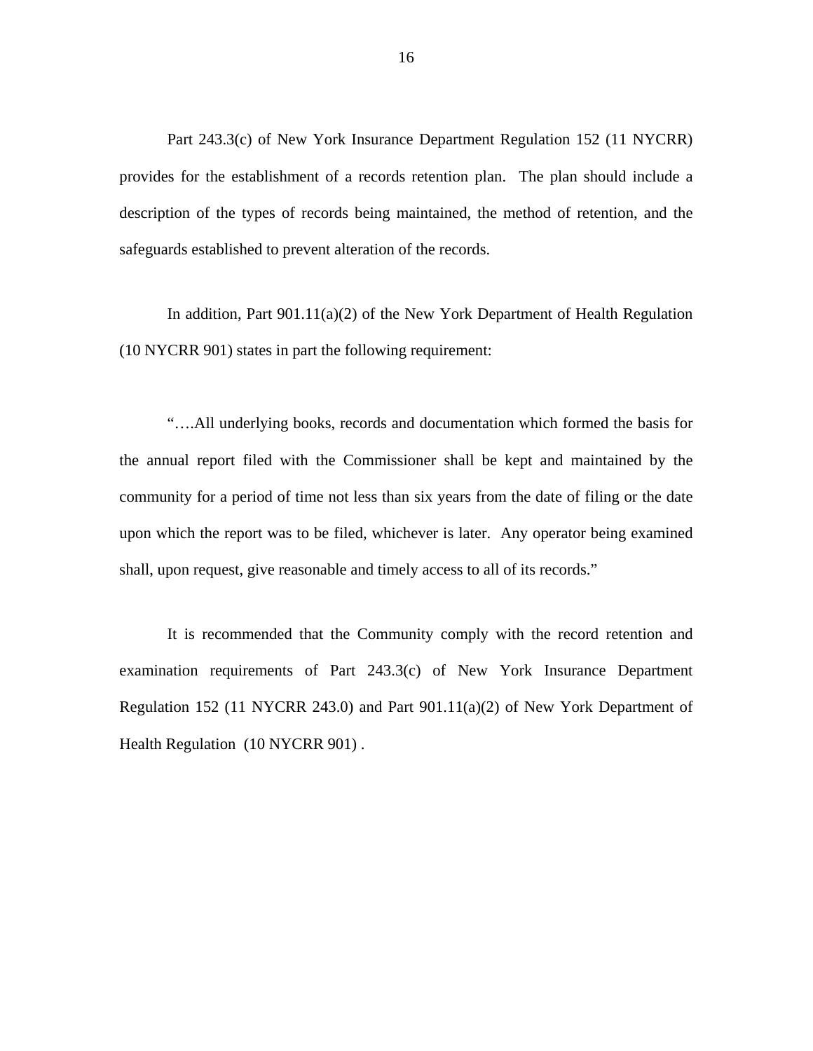Part 243.3(c) of New York Insurance Department Regulation 152 (11 NYCRR) provides for the establishment of a records retention plan. The plan should include a description of the types of records being maintained, the method of retention, and the safeguards established to prevent alteration of the records.

In addition, Part 901.11(a)(2) of the New York Department of Health Regulation (10 NYCRR 901) states in part the following requirement:

"….All underlying books, records and documentation which formed the basis for the annual report filed with the Commissioner shall be kept and maintained by the community for a period of time not less than six years from the date of filing or the date upon which the report was to be filed, whichever is later. Any operator being examined shall, upon request, give reasonable and timely access to all of its records."

It is recommended that the Community comply with the record retention and examination requirements of Part 243.3(c) of New York Insurance Department Regulation 152 (11 NYCRR 243.0) and Part 901.11(a)(2) of New York Department of Health Regulation (10 NYCRR 901) .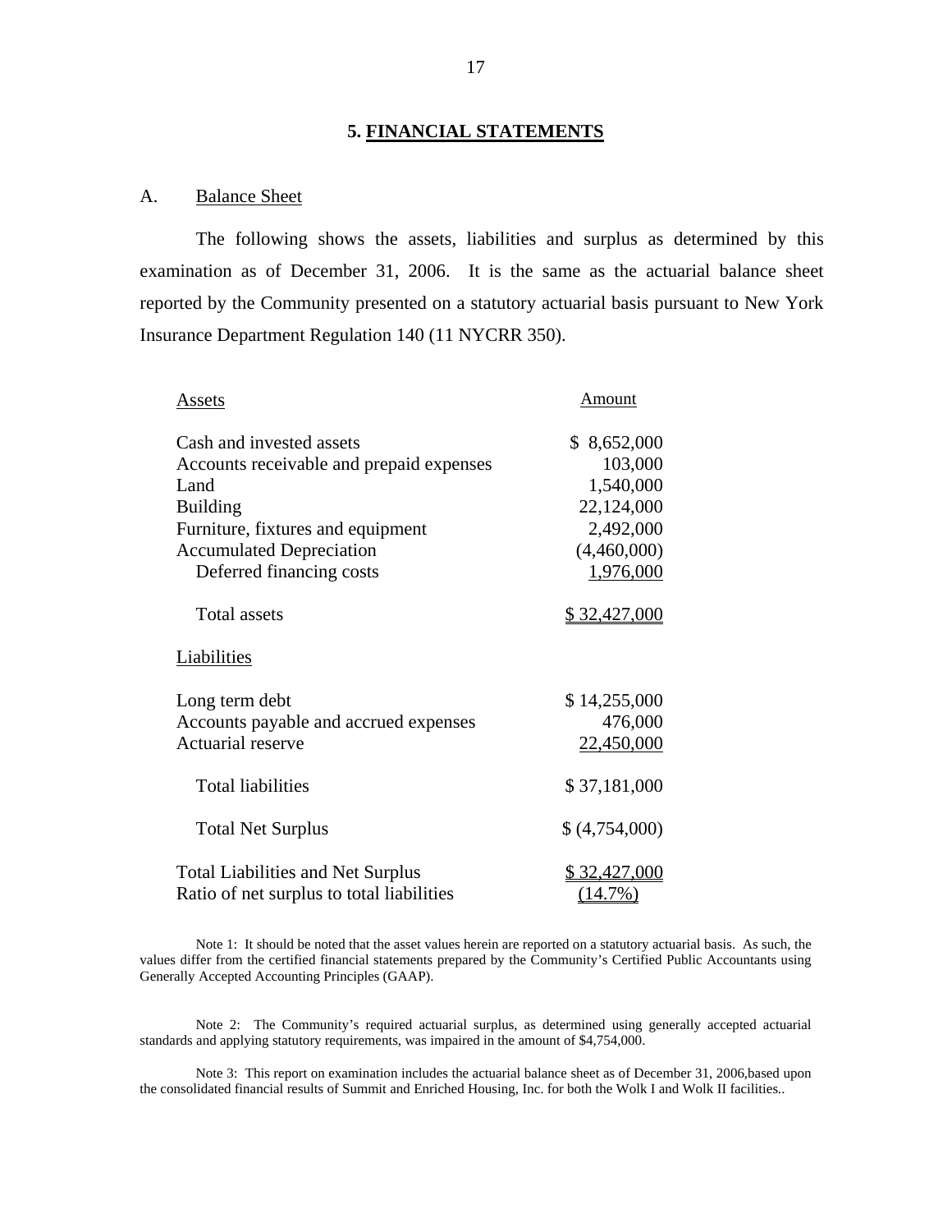## 5. FINANCIAL STATEMENTS

### A. Balance Sheet

The following shows the assets, liabilities and surplus as determined by this examination as of December 31, 2006. It is the same as the actuarial balance sheet reported by the Community presented on a statutory actuarial basis pursuant to New York Insurance Department Regulation 140 (11 NYCRR 350).

| Assets | Amount |
|---|---|
| Cash and invested assets | $ 8,652,000 |
| Accounts receivable and prepaid expenses | 103,000 |
| Land | 1,540,000 |
| Building | 22,124,000 |
| Furniture, fixtures and equipment | 2,492,000 |
| Accumulated Depreciation | (4,460,000) |
| Deferred financing costs | 1,976,000 |
| Total assets | $ 32,427,000 |
| **Liabilities** | |
| Long term debt | $ 14,255,000 |
| Accounts payable and accrued expenses | 476,000 |
| Actuarial reserve | 22,450,000 |
| Total liabilities | $ 37,181,000 |
| Total Net Surplus | $ (4,754,000) |
| Total Liabilities and Net Surplus | $ 32,427,000 |
| Ratio of net surplus to total liabilities | (14.7%) |

Note 1: It should be noted that the asset values herein are reported on a statutory actuarial basis. As such, the values differ from the certified financial statements prepared by the Community's Certified Public Accountants using Generally Accepted Accounting Principles (GAAP).

Note 2: The Community's required actuarial surplus, as determined using generally accepted actuarial standards and applying statutory requirements, was impaired in the amount of $4,754,000.

Note 3: This report on examination includes the actuarial balance sheet as of December 31, 2006,based upon the consolidated financial results of Summit and Enriched Housing, Inc. for both the Wolk I and Wolk II facilities..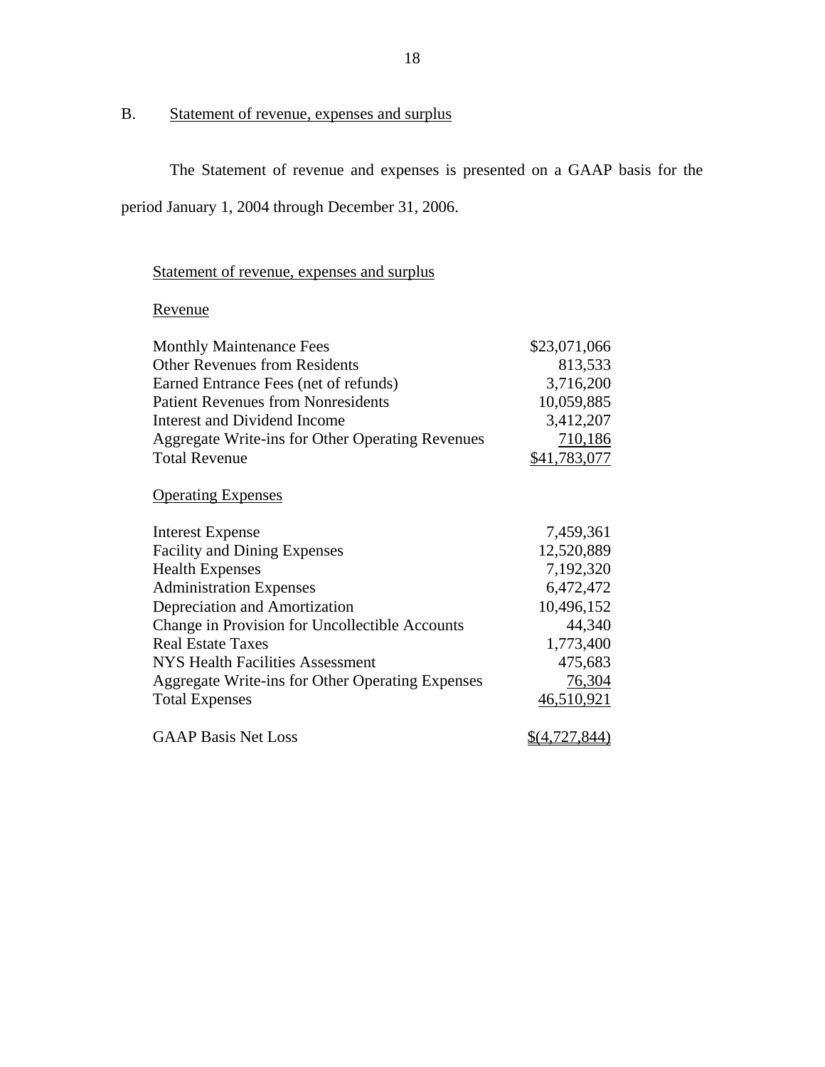## B. Statement of revenue, expenses and surplus

The Statement of revenue and expenses is presented on a GAAP basis for the period January 1, 2004 through December 31, 2006.

Statement of revenue, expenses and surplus

| Revenue | |
|---|---|
| Monthly Maintenance Fees | $23,071,066 |
| Other Revenues from Residents | 813,533 |
| Earned Entrance Fees (net of refunds) | 3,716,200 |
| Patient Revenues from Nonresidents | 10,059,885 |
| Interest and Dividend Income | 3,412,207 |
| Aggregate Write-ins for Other Operating Revenues | 710,186 |
| Total Revenue | $41,783,077 |
| **Operating Expenses** | |
| Interest Expense | 7,459,361 |
| Facility and Dining Expenses | 12,520,889 |
| Health Expenses | 7,192,320 |
| Administration Expenses | 6,472,472 |
| Depreciation and Amortization | 10,496,152 |
| Change in Provision for Uncollectible Accounts | 44,340 |
| Real Estate Taxes | 1,773,400 |
| NYS Health Facilities Assessment | 475,683 |
| Aggregate Write-ins for Other Operating Expenses | 76,304 |
| Total Expenses | 46,510,921 |
| GAAP Basis Net Loss | $(4,727,844) |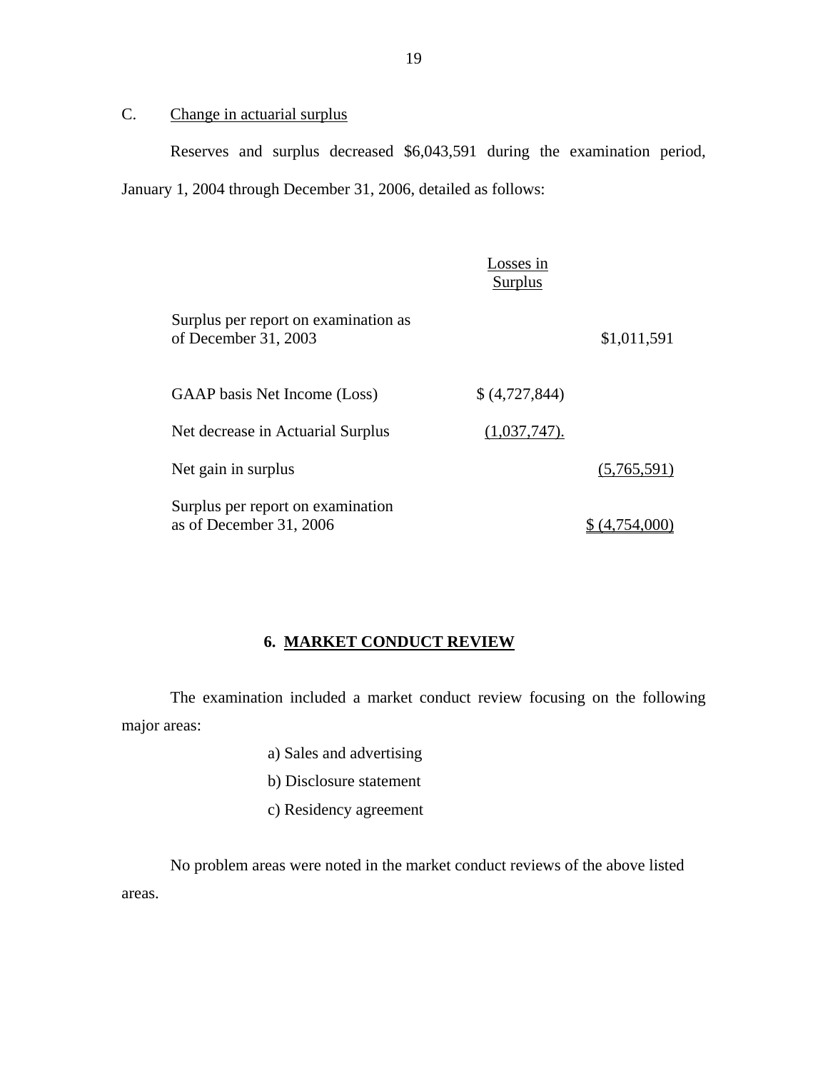C. Change in actuarial surplus

Reserves and surplus decreased $6,043,591 during the examination period, January 1, 2004 through December 31, 2006, detailed as follows:

| | Losses in Surplus | |
|---|---|---|
| Surplus per report on examination as of December 31, 2003 | | $1,011,591 |
| GAAP basis Net Income (Loss) | $ (4,727,844) | |
| Net decrease in Actuarial Surplus | (1,037,747). | |
| Net gain in surplus | | (5,765,591) |
| Surplus per report on examination as of December 31, 2006 | | $ (4,754,000) |

## 6. MARKET CONDUCT REVIEW

The examination included a market conduct review focusing on the following major areas:

a) Sales and advertising

b) Disclosure statement

c) Residency agreement

No problem areas were noted in the market conduct reviews of the above listed areas.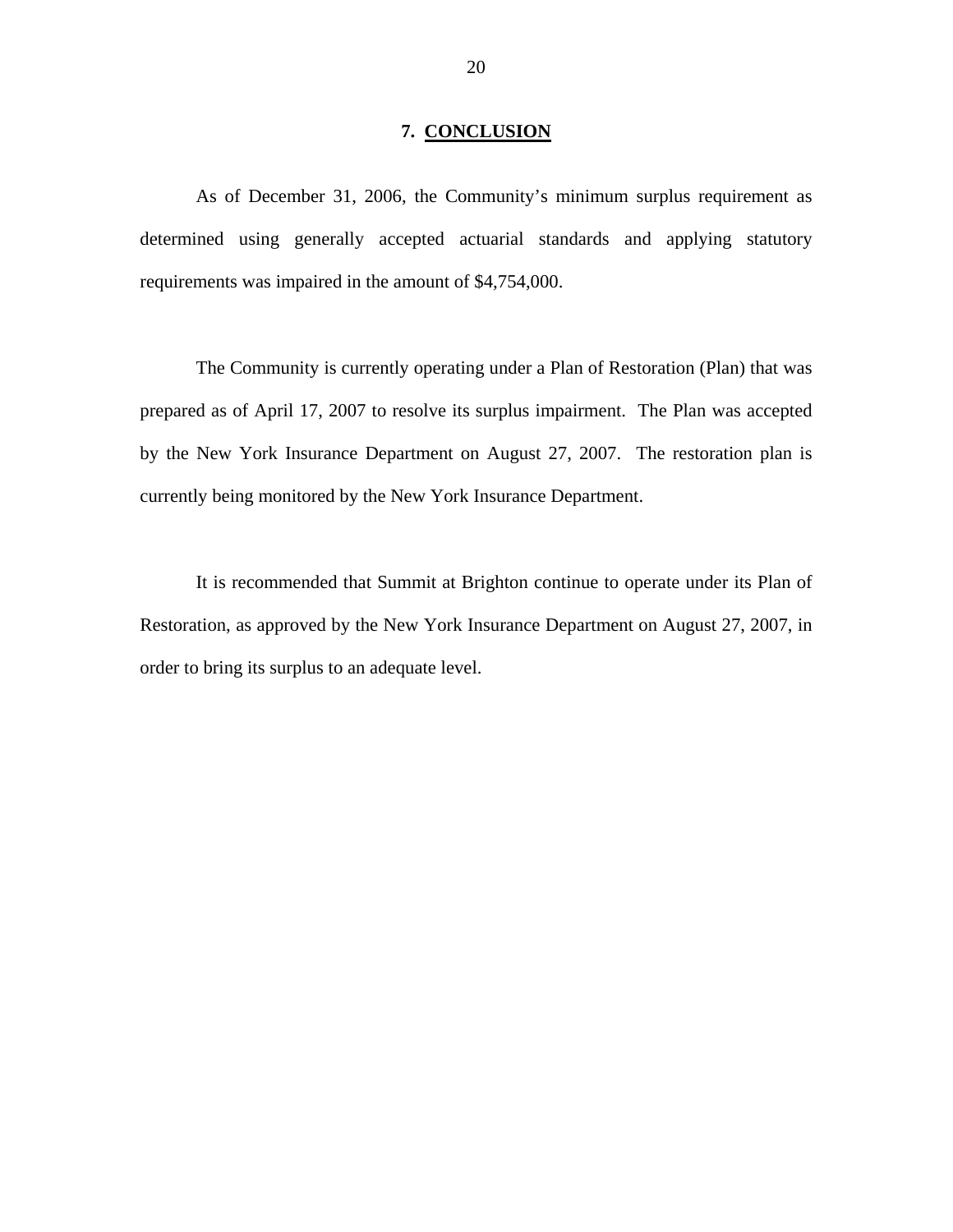## 7. CONCLUSION

As of December 31, 2006, the Community's minimum surplus requirement as determined using generally accepted actuarial standards and applying statutory requirements was impaired in the amount of $4,754,000.

The Community is currently operating under a Plan of Restoration (Plan) that was prepared as of April 17, 2007 to resolve its surplus impairment. The Plan was accepted by the New York Insurance Department on August 27, 2007. The restoration plan is currently being monitored by the New York Insurance Department.

It is recommended that Summit at Brighton continue to operate under its Plan of Restoration, as approved by the New York Insurance Department on August 27, 2007, in order to bring its surplus to an adequate level.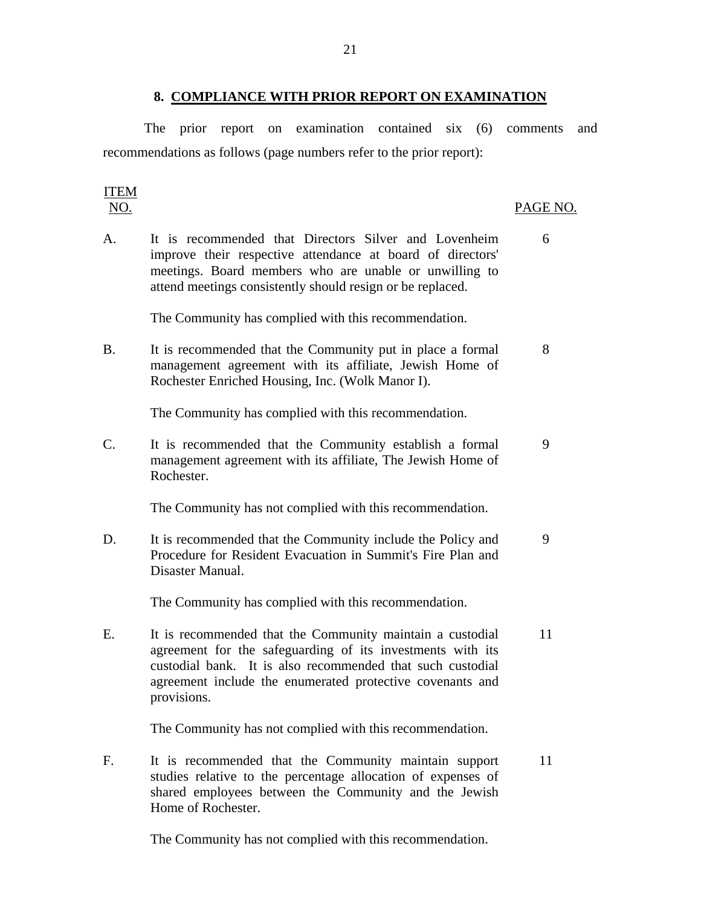## 8. COMPLIANCE WITH PRIOR REPORT ON EXAMINATION

The prior report on examination contained six (6) comments and recommendations as follows (page numbers refer to the prior report):

| ITEM NO. | | PAGE NO. |
|---|---|---|
| A. | It is recommended that Directors Silver and Lovenheim improve their respective attendance at board of directors' meetings. Board members who are unable or unwilling to attend meetings consistently should resign or be replaced.<br><br>The Community has complied with this recommendation. | 6 |
| B. | It is recommended that the Community put in place a formal management agreement with its affiliate, Jewish Home of Rochester Enriched Housing, Inc. (Wolk Manor I).<br><br>The Community has complied with this recommendation. | 8 |
| C. | It is recommended that the Community establish a formal management agreement with its affiliate, The Jewish Home of Rochester.<br><br>The Community has not complied with this recommendation. | 9 |
| D. | It is recommended that the Community include the Policy and Procedure for Resident Evacuation in Summit's Fire Plan and Disaster Manual.<br><br>The Community has complied with this recommendation. | 9 |
| E. | It is recommended that the Community maintain a custodial agreement for the safeguarding of its investments with its custodial bank. It is also recommended that such custodial agreement include the enumerated protective covenants and provisions.<br><br>The Community has not complied with this recommendation. | 11 |
| F. | It is recommended that the Community maintain support studies relative to the percentage allocation of expenses of shared employees between the Community and the Jewish Home of Rochester.<br><br>The Community has not complied with this recommendation. | 11 |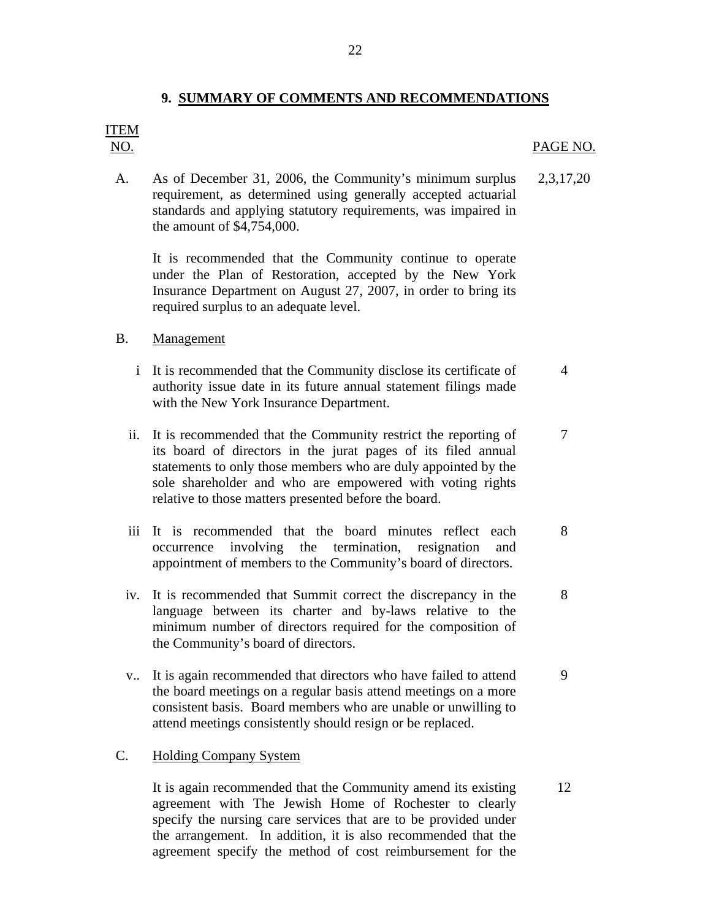## 9. SUMMARY OF COMMENTS AND RECOMMENDATIONS

| ITEM NO. | | PAGE NO. |
|---|---|---|
| A. | As of December 31, 2006, the Community's minimum surplus requirement, as determined using generally accepted actuarial standards and applying statutory requirements, was impaired in the amount of $4,754,000.<br><br>It is recommended that the Community continue to operate under the Plan of Restoration, accepted by the New York Insurance Department on August 27, 2007, in order to bring its required surplus to an adequate level. | 2,3,17,20 |
| B. | Management | |
| i | It is recommended that the Community disclose its certificate of authority issue date in its future annual statement filings made with the New York Insurance Department. | 4 |
| ii. | It is recommended that the Community restrict the reporting of its board of directors in the jurat pages of its filed annual statements to only those members who are duly appointed by the sole shareholder and who are empowered with voting rights relative to those matters presented before the board. | 7 |
| iii | It is recommended that the board minutes reflect each occurrence involving the termination, resignation and appointment of members to the Community's board of directors. | 8 |
| iv. | It is recommended that Summit correct the discrepancy in the language between its charter and by-laws relative to the minimum number of directors required for the composition of the Community's board of directors. | 8 |
| v.. | It is again recommended that directors who have failed to attend the board meetings on a regular basis attend meetings on a more consistent basis. Board members who are unable or unwilling to attend meetings consistently should resign or be replaced. | 9 |
| C. | Holding Company System | |
| | It is again recommended that the Community amend its existing agreement with The Jewish Home of Rochester to clearly specify the nursing care services that are to be provided under the arrangement. In addition, it is also recommended that the agreement specify the method of cost reimbursement for the | 12 |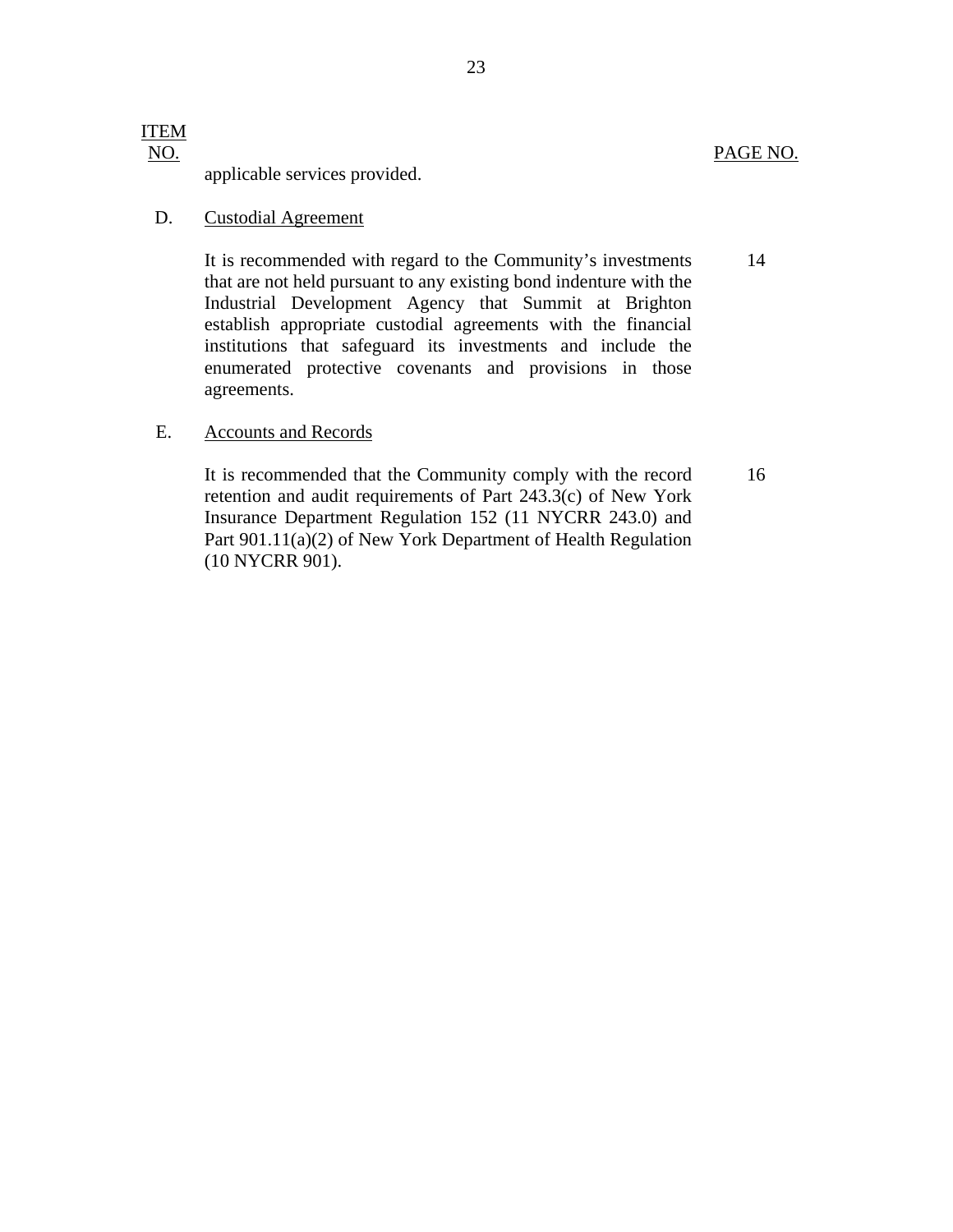| ITEM NO. | | PAGE NO. |
|---|---|---|
| | applicable services provided. | |
| D. | Custodial Agreement | |
| | It is recommended with regard to the Community's investments that are not held pursuant to any existing bond indenture with the Industrial Development Agency that Summit at Brighton establish appropriate custodial agreements with the financial institutions that safeguard its investments and include the enumerated protective covenants and provisions in those agreements. | 14 |
| E. | Accounts and Records | |
| | It is recommended that the Community comply with the record retention and audit requirements of Part 243.3(c) of New York Insurance Department Regulation 152 (11 NYCRR 243.0) and Part 901.11(a)(2) of New York Department of Health Regulation (10 NYCRR 901). | 16 |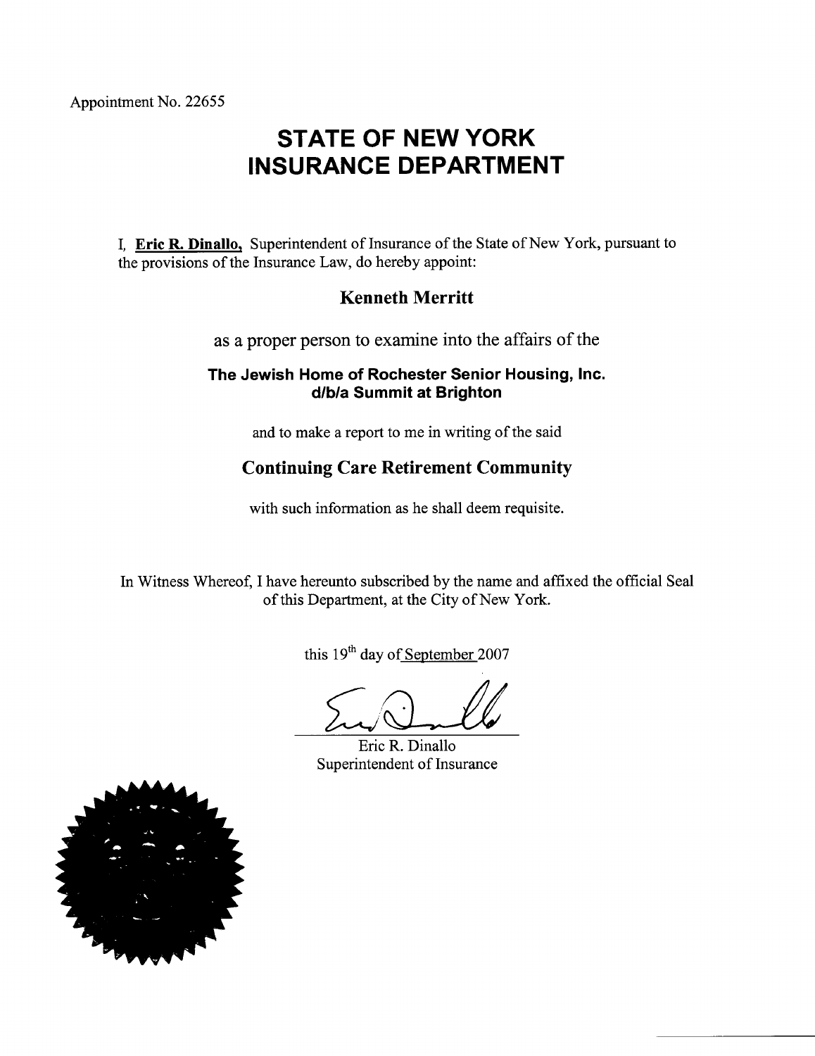Appointment No. 22655

# STATE OF NEW YORK
# INSURANCE DEPARTMENT

I, **Eric R. Dinallo,** Superintendent of Insurance of the State of New York, pursuant to the provisions of the Insurance Law, do hereby appoint:

**Kenneth Merritt**

as a proper person to examine into the affairs of the

**The Jewish Home of Rochester Senior Housing, Inc.**
**d/b/a Summit at Brighton**

and to make a report to me in writing of the said

**Continuing Care Retirement Community**

with such information as he shall deem requisite.

In Witness Whereof, I have hereunto subscribed by the name and affixed the official Seal of this Department, at the City of New York.

this 19th day of September 2007

Eric R. Dinallo
Superintendent of Insurance